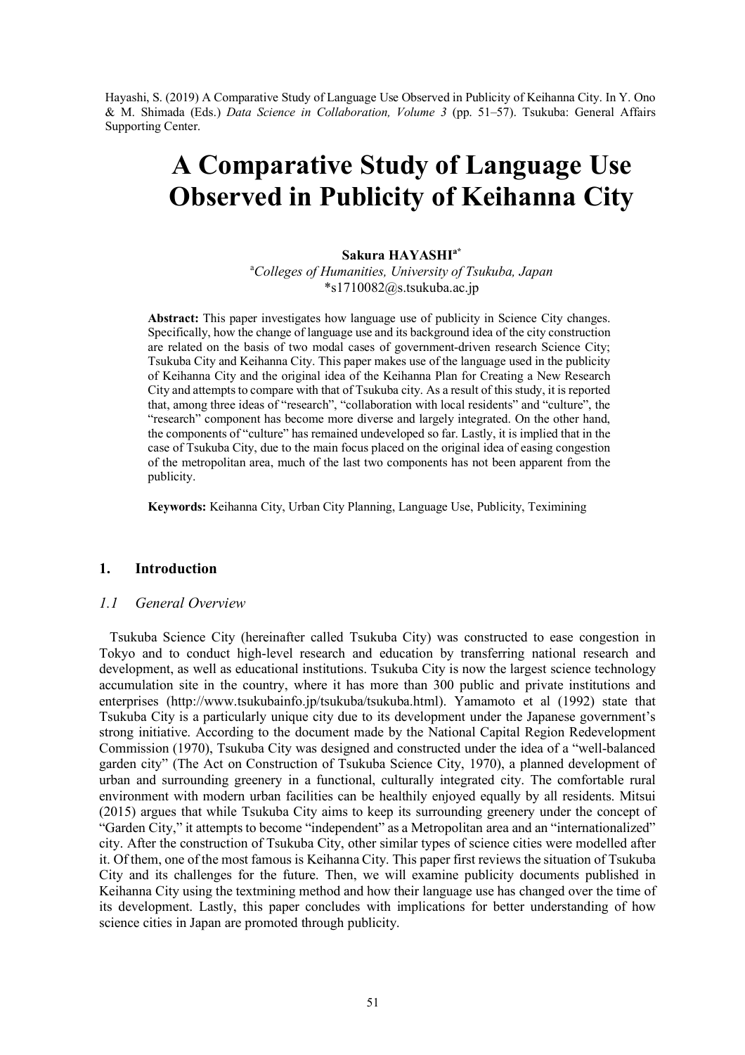Hayashi, S. (2019) A Comparative Study of Language Use Observed in Publicity of Keihanna City. In Y. Ono & M. Shimada (Eds.) *Data Science in Collaboration, Volume 3* (pp. 51–57). Tsukuba: General Affairs Supporting Center.

# A Comparative Study of Language Use Observed in Publicity of Keihanna City

**Sakura HAYASHI**[a*]

[a]*Colleges of Humanities, University of Tsukuba, Japan*
*s1710082@s.tsukuba.ac.jp

**Abstract:** This paper investigates how language use of publicity in Science City changes. Specifically, how the change of language use and its background idea of the city construction are related on the basis of two modal cases of government-driven research Science City; Tsukuba City and Keihanna City. This paper makes use of the language used in the publicity of Keihanna City and the original idea of the Keihanna Plan for Creating a New Research City and attempts to compare with that of Tsukuba city. As a result of this study, it is reported that, among three ideas of "research", "collaboration with local residents" and "culture", the "research" component has become more diverse and largely integrated. On the other hand, the components of "culture" has remained undeveloped so far. Lastly, it is implied that in the case of Tsukuba City, due to the main focus placed on the original idea of easing congestion of the metropolitan area, much of the last two components has not been apparent from the publicity.

**Keywords:** Keihanna City, Urban City Planning, Language Use, Publicity, Teximining

## 1. Introduction

### *1.1 General Overview*

Tsukuba Science City (hereinafter called Tsukuba City) was constructed to ease congestion in Tokyo and to conduct high-level research and education by transferring national research and development, as well as educational institutions. Tsukuba City is now the largest science technology accumulation site in the country, where it has more than 300 public and private institutions and enterprises (http://www.tsukubainfo.jp/tsukuba/tsukuba.html). Yamamoto et al (1992) state that Tsukuba City is a particularly unique city due to its development under the Japanese government's strong initiative. According to the document made by the National Capital Region Redevelopment Commission (1970), Tsukuba City was designed and constructed under the idea of a "well-balanced garden city" (The Act on Construction of Tsukuba Science City, 1970), a planned development of urban and surrounding greenery in a functional, culturally integrated city. The comfortable rural environment with modern urban facilities can be healthily enjoyed equally by all residents. Mitsui (2015) argues that while Tsukuba City aims to keep its surrounding greenery under the concept of "Garden City," it attempts to become "independent" as a Metropolitan area and an "internationalized" city. After the construction of Tsukuba City, other similar types of science cities were modelled after it. Of them, one of the most famous is Keihanna City. This paper first reviews the situation of Tsukuba City and its challenges for the future. Then, we will examine publicity documents published in Keihanna City using the textmining method and how their language use has changed over the time of its development. Lastly, this paper concludes with implications for better understanding of how science cities in Japan are promoted through publicity.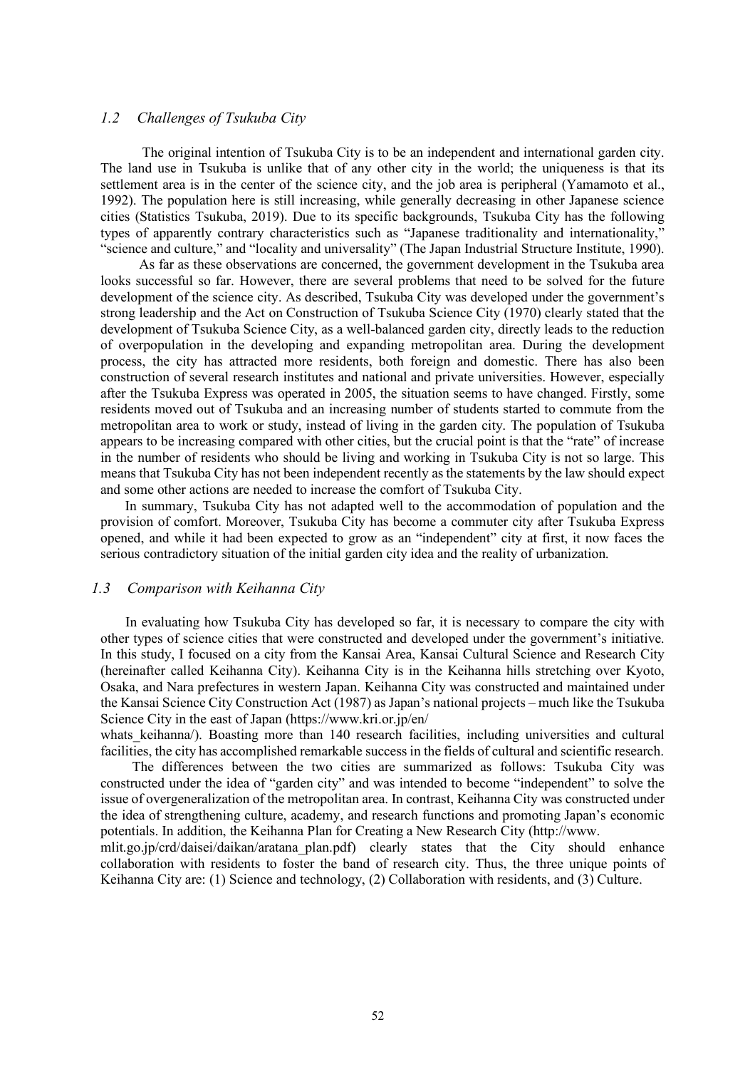### *1.2 Challenges of Tsukuba City*

The original intention of Tsukuba City is to be an independent and international garden city. The land use in Tsukuba is unlike that of any other city in the world; the uniqueness is that its settlement area is in the center of the science city, and the job area is peripheral (Yamamoto et al., 1992). The population here is still increasing, while generally decreasing in other Japanese science cities (Statistics Tsukuba, 2019). Due to its specific backgrounds, Tsukuba City has the following types of apparently contrary characteristics such as "Japanese traditionality and internationality," "science and culture," and "locality and universality" (The Japan Industrial Structure Institute, 1990).

As far as these observations are concerned, the government development in the Tsukuba area looks successful so far. However, there are several problems that need to be solved for the future development of the science city. As described, Tsukuba City was developed under the government's strong leadership and the Act on Construction of Tsukuba Science City (1970) clearly stated that the development of Tsukuba Science City, as a well-balanced garden city, directly leads to the reduction of overpopulation in the developing and expanding metropolitan area. During the development process, the city has attracted more residents, both foreign and domestic. There has also been construction of several research institutes and national and private universities. However, especially after the Tsukuba Express was operated in 2005, the situation seems to have changed. Firstly, some residents moved out of Tsukuba and an increasing number of students started to commute from the metropolitan area to work or study, instead of living in the garden city. The population of Tsukuba appears to be increasing compared with other cities, but the crucial point is that the "rate" of increase in the number of residents who should be living and working in Tsukuba City is not so large. This means that Tsukuba City has not been independent recently as the statements by the law should expect and some other actions are needed to increase the comfort of Tsukuba City.

In summary, Tsukuba City has not adapted well to the accommodation of population and the provision of comfort. Moreover, Tsukuba City has become a commuter city after Tsukuba Express opened, and while it had been expected to grow as an "independent" city at first, it now faces the serious contradictory situation of the initial garden city idea and the reality of urbanization.

### *1.3 Comparison with Keihanna City*

In evaluating how Tsukuba City has developed so far, it is necessary to compare the city with other types of science cities that were constructed and developed under the government's initiative. In this study, I focused on a city from the Kansai Area, Kansai Cultural Science and Research City (hereinafter called Keihanna City). Keihanna City is in the Keihanna hills stretching over Kyoto, Osaka, and Nara prefectures in western Japan. Keihanna City was constructed and maintained under the Kansai Science City Construction Act (1987) as Japan's national projects – much like the Tsukuba Science City in the east of Japan (https://www.kri.or.jp/en/whats_keihanna/). Boasting more than 140 research facilities, including universities and cultural facilities, the city has accomplished remarkable success in the fields of cultural and scientific research.

The differences between the two cities are summarized as follows: Tsukuba City was constructed under the idea of "garden city" and was intended to become "independent" to solve the issue of overgeneralization of the metropolitan area. In contrast, Keihanna City was constructed under the idea of strengthening culture, academy, and research functions and promoting Japan's economic potentials. In addition, the Keihanna Plan for Creating a New Research City (http://www.mlit.go.jp/crd/daisei/daikan/aratana_plan.pdf) clearly states that the City should enhance collaboration with residents to foster the band of research city. Thus, the three unique points of Keihanna City are: (1) Science and technology, (2) Collaboration with residents, and (3) Culture.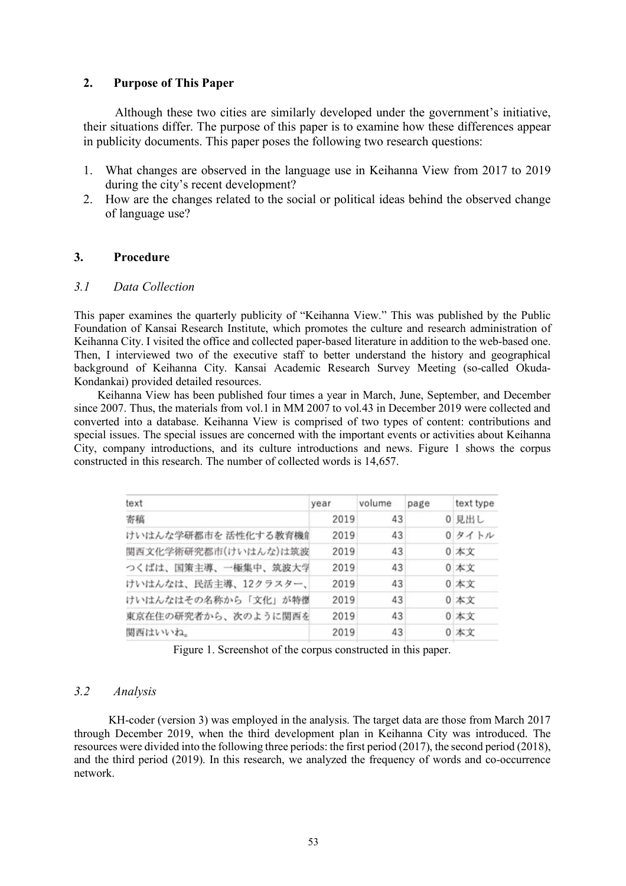## 2. Purpose of This Paper

Although these two cities are similarly developed under the government's initiative, their situations differ. The purpose of this paper is to examine how these differences appear in publicity documents. This paper poses the following two research questions:

1. What changes are observed in the language use in Keihanna View from 2017 to 2019 during the city's recent development?
2. How are the changes related to the social or political ideas behind the observed change of language use?

## 3. Procedure

### *3.1 Data Collection*

This paper examines the quarterly publicity of "Keihanna View." This was published by the Public Foundation of Kansai Research Institute, which promotes the culture and research administration of Keihanna City. I visited the office and collected paper-based literature in addition to the web-based one. Then, I interviewed two of the executive staff to better understand the history and geographical background of Keihanna City. Kansai Academic Research Survey Meeting (so-called Okuda-Kondankai) provided detailed resources.

Keihanna View has been published four times a year in March, June, September, and December since 2007. Thus, the materials from vol.1 in MM 2007 to vol.43 in December 2019 were collected and converted into a database. Keihanna View is comprised of two types of content: contributions and special issues. The special issues are concerned with the important events or activities about Keihanna City, company introductions, and its culture introductions and news. Figure 1 shows the corpus constructed in this research. The number of collected words is 14,657.

| text | year | volume | page | text type |
|---|---|---|---|---|
| 寄稿 | 2019 | 43 | 0 | 見出し |
| けいはんな学研都市を 活性化する教育機能 | 2019 | 43 | 0 | タイトル |
| 関西文化学術研究都市(けいはんな)は筑波 | 2019 | 43 | 0 | 本文 |
| つくばは、国策主導、一極集中、筑波大学 | 2019 | 43 | 0 | 本文 |
| けいはんなは、民活主導、12クラスター、 | 2019 | 43 | 0 | 本文 |
| けいはんなはその名称から「文化」が特徴 | 2019 | 43 | 0 | 本文 |
| 東京在住の研究者から、次のように関西を | 2019 | 43 | 0 | 本文 |
| 関西はいいね。 | 2019 | 43 | 0 | 本文 |

Figure 1. Screenshot of the corpus constructed in this paper.

### *3.2 Analysis*

KH-coder (version 3) was employed in the analysis. The target data are those from March 2017 through December 2019, when the third development plan in Keihanna City was introduced. The resources were divided into the following three periods: the first period (2017), the second period (2018), and the third period (2019). In this research, we analyzed the frequency of words and co-occurrence network.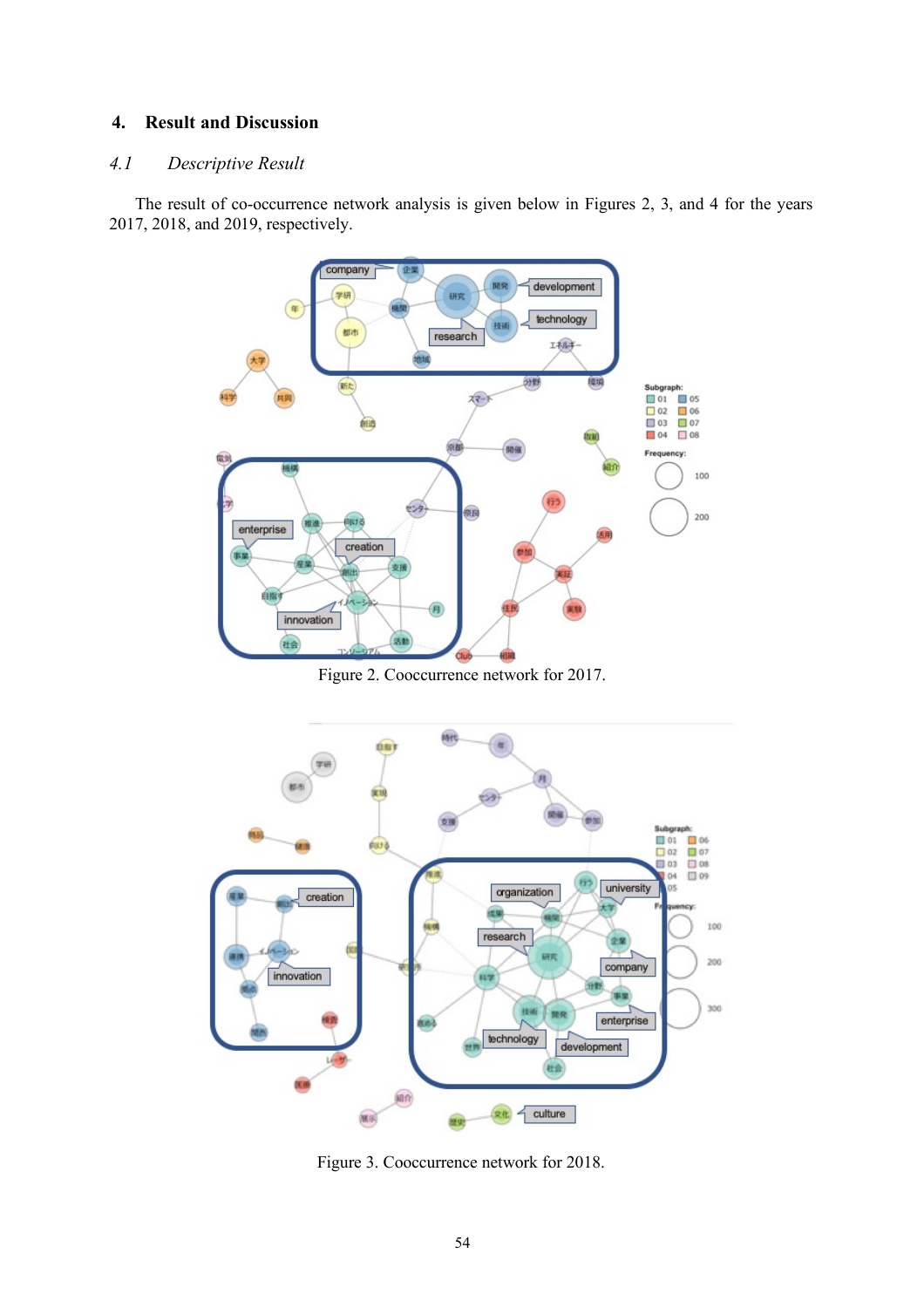## 4. Result and Discussion

### *4.1 Descriptive Result*

The result of co-occurrence network analysis is given below in Figures 2, 3, and 4 for the years 2017, 2018, and 2019, respectively.

Figure 2. Cooccurrence network for 2017.

Figure 3. Cooccurrence network for 2018.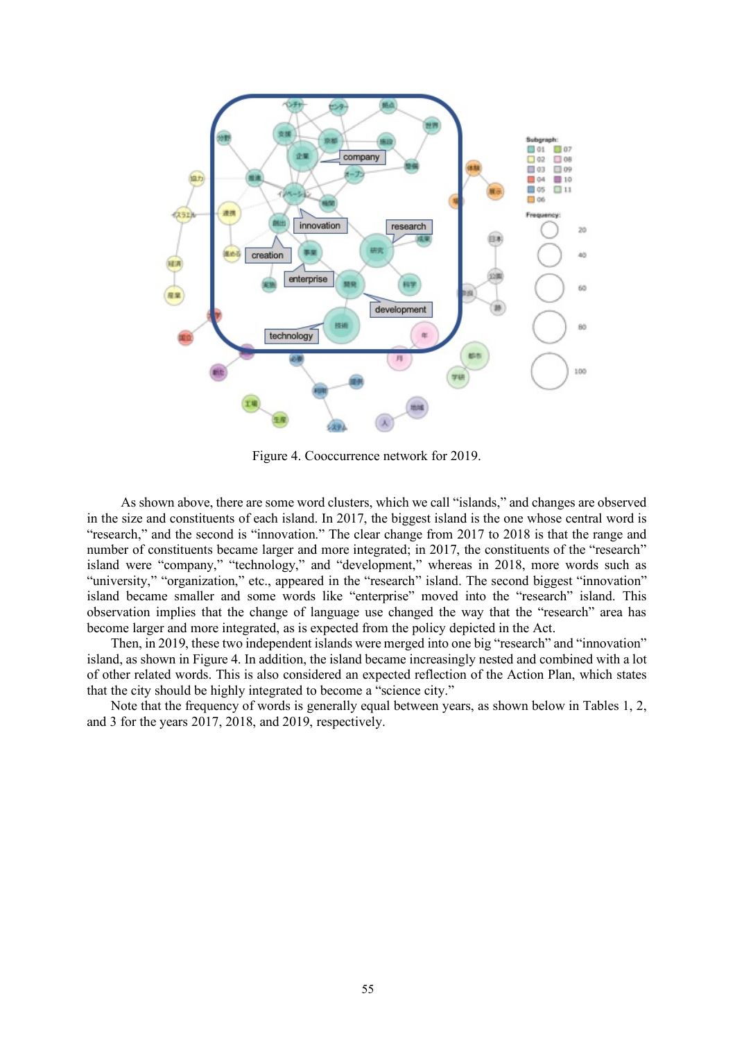Figure 4. Cooccurrence network for 2019.

As shown above, there are some word clusters, which we call "islands," and changes are observed in the size and constituents of each island. In 2017, the biggest island is the one whose central word is "research," and the second is "innovation." The clear change from 2017 to 2018 is that the range and number of constituents became larger and more integrated; in 2017, the constituents of the "research" island were "company," "technology," and "development," whereas in 2018, more words such as "university," "organization," etc., appeared in the "research" island. The second biggest "innovation" island became smaller and some words like "enterprise" moved into the "research" island. This observation implies that the change of language use changed the way that the "research" area has become larger and more integrated, as is expected from the policy depicted in the Act.

Then, in 2019, these two independent islands were merged into one big "research" and "innovation" island, as shown in Figure 4. In addition, the island became increasingly nested and combined with a lot of other related words. This is also considered an expected reflection of the Action Plan, which states that the city should be highly integrated to become a "science city."

Note that the frequency of words is generally equal between years, as shown below in Tables 1, 2, and 3 for the years 2017, 2018, and 2019, respectively.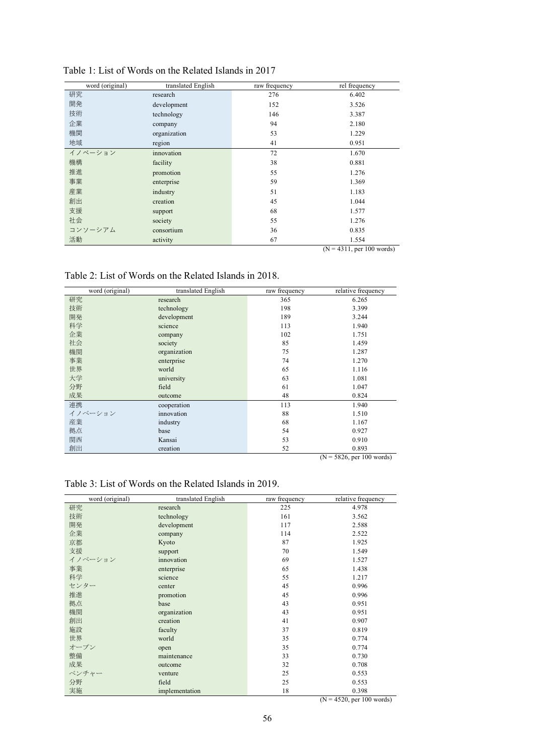Table 1: List of Words on the Related Islands in 2017

| word (original) | translated English | raw frequency | rel frequency |
|---|---|---|---|
| 研究 | research | 276 | 6.402 |
| 開発 | development | 152 | 3.526 |
| 技術 | technology | 146 | 3.387 |
| 企業 | company | 94 | 2.180 |
| 機関 | organization | 53 | 1.229 |
| 地域 | region | 41 | 0.951 |
| イノベーション | innovation | 72 | 1.670 |
| 機構 | facility | 38 | 0.881 |
| 推進 | promotion | 55 | 1.276 |
| 事業 | enterprise | 59 | 1.369 |
| 産業 | industry | 51 | 1.183 |
| 創出 | creation | 45 | 1.044 |
| 支援 | support | 68 | 1.577 |
| 社会 | society | 55 | 1.276 |
| コンソーシアム | consortium | 36 | 0.835 |
| 活動 | activity | 67 | 1.554 |

(N = 4311, per 100 words)

Table 2: List of Words on the Related Islands in 2018.

| word (original) | translated English | raw frequency | relative frequency |
|---|---|---|---|
| 研究 | research | 365 | 6.265 |
| 技術 | technology | 198 | 3.399 |
| 開発 | development | 189 | 3.244 |
| 科学 | science | 113 | 1.940 |
| 企業 | company | 102 | 1.751 |
| 社会 | society | 85 | 1.459 |
| 機関 | organization | 75 | 1.287 |
| 事業 | enterprise | 74 | 1.270 |
| 世界 | world | 65 | 1.116 |
| 大学 | university | 63 | 1.081 |
| 分野 | field | 61 | 1.047 |
| 成果 | outcome | 48 | 0.824 |
| 連携 | cooperation | 113 | 1.940 |
| イノベーション | innovation | 88 | 1.510 |
| 産業 | industry | 68 | 1.167 |
| 拠点 | base | 54 | 0.927 |
| 関西 | Kansai | 53 | 0.910 |
| 創出 | creation | 52 | 0.893 |

(N = 5826, per 100 words)

Table 3: List of Words on the Related Islands in 2019.

| word (original) | translated English | raw frequency | relative frequency |
|---|---|---|---|
| 研究 | research | 225 | 4.978 |
| 技術 | technology | 161 | 3.562 |
| 開発 | development | 117 | 2.588 |
| 企業 | company | 114 | 2.522 |
| 京都 | Kyoto | 87 | 1.925 |
| 支援 | support | 70 | 1.549 |
| イノベーション | innovation | 69 | 1.527 |
| 事業 | enterprise | 65 | 1.438 |
| 科学 | science | 55 | 1.217 |
| センター | center | 45 | 0.996 |
| 推進 | promotion | 45 | 0.996 |
| 拠点 | base | 43 | 0.951 |
| 機関 | organization | 43 | 0.951 |
| 創出 | creation | 41 | 0.907 |
| 施設 | faculty | 37 | 0.819 |
| 世界 | world | 35 | 0.774 |
| オープン | open | 35 | 0.774 |
| 整備 | maintenance | 33 | 0.730 |
| 成果 | outcome | 32 | 0.708 |
| ベンチャー | venture | 25 | 0.553 |
| 分野 | field | 25 | 0.553 |
| 実施 | implementation | 18 | 0.398 |

(N = 4520, per 100 words)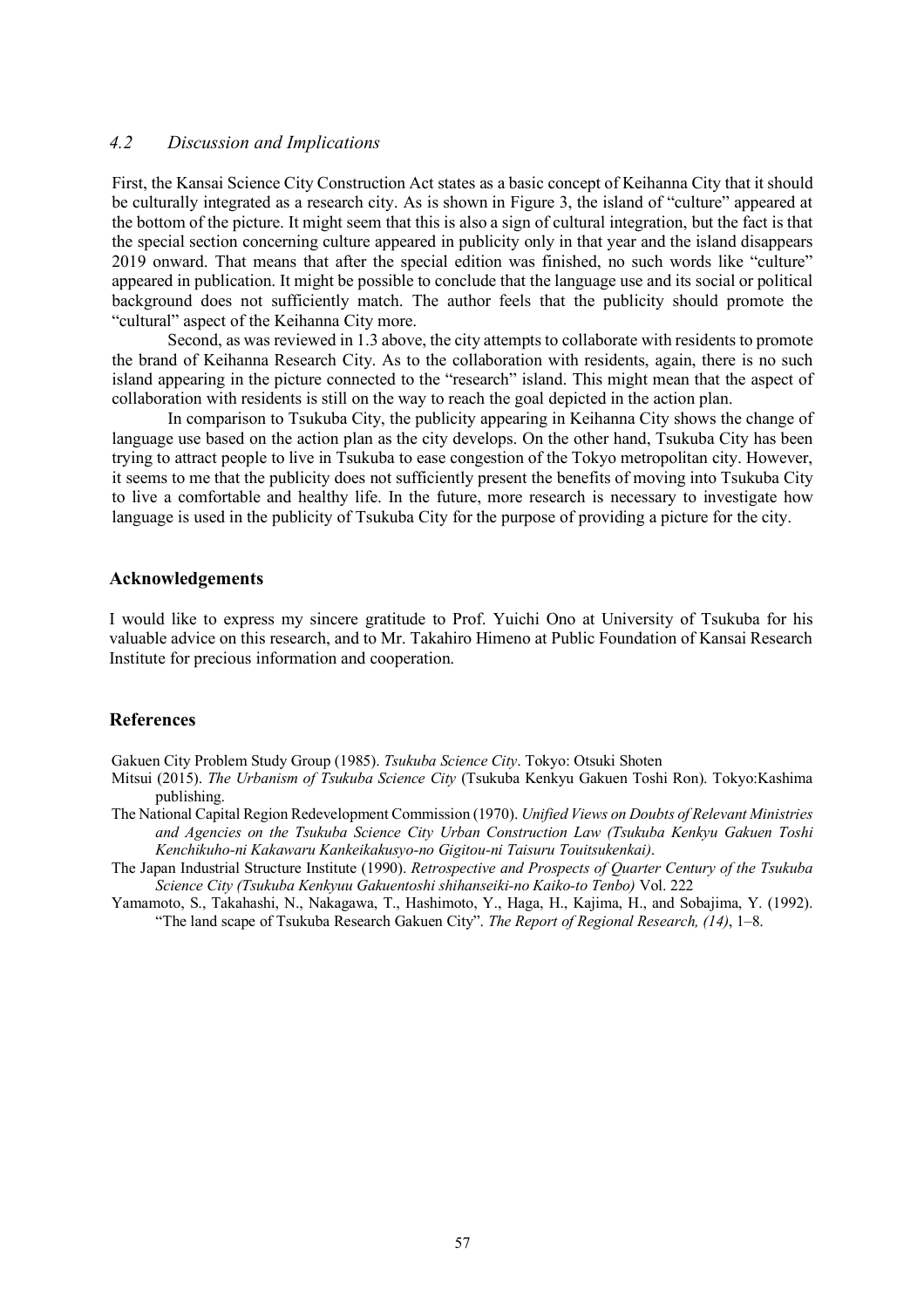### *4.2 Discussion and Implications*

First, the Kansai Science City Construction Act states as a basic concept of Keihanna City that it should be culturally integrated as a research city. As is shown in Figure 3, the island of "culture" appeared at the bottom of the picture. It might seem that this is also a sign of cultural integration, but the fact is that the special section concerning culture appeared in publicity only in that year and the island disappears 2019 onward. That means that after the special edition was finished, no such words like "culture" appeared in publication. It might be possible to conclude that the language use and its social or political background does not sufficiently match. The author feels that the publicity should promote the "cultural" aspect of the Keihanna City more.

Second, as was reviewed in 1.3 above, the city attempts to collaborate with residents to promote the brand of Keihanna Research City. As to the collaboration with residents, again, there is no such island appearing in the picture connected to the "research" island. This might mean that the aspect of collaboration with residents is still on the way to reach the goal depicted in the action plan.

In comparison to Tsukuba City, the publicity appearing in Keihanna City shows the change of language use based on the action plan as the city develops. On the other hand, Tsukuba City has been trying to attract people to live in Tsukuba to ease congestion of the Tokyo metropolitan city. However, it seems to me that the publicity does not sufficiently present the benefits of moving into Tsukuba City to live a comfortable and healthy life. In the future, more research is necessary to investigate how language is used in the publicity of Tsukuba City for the purpose of providing a picture for the city.

## Acknowledgements

I would like to express my sincere gratitude to Prof. Yuichi Ono at University of Tsukuba for his valuable advice on this research, and to Mr. Takahiro Himeno at Public Foundation of Kansai Research Institute for precious information and cooperation.

## References

Gakuen City Problem Study Group (1985). *Tsukuba Science City*. Tokyo: Otsuki Shoten

Mitsui (2015). *The Urbanism of Tsukuba Science City* (Tsukuba Kenkyu Gakuen Toshi Ron). Tokyo:Kashima publishing.

The National Capital Region Redevelopment Commission (1970). *Unified Views on Doubts of Relevant Ministries and Agencies on the Tsukuba Science City Urban Construction Law (Tsukuba Kenkyu Gakuen Toshi Kenchikuho-ni Kakawaru Kankeikakusyo-no Gigitou-ni Taisuru Touitsukenkai)*.

The Japan Industrial Structure Institute (1990). *Retrospective and Prospects of Quarter Century of the Tsukuba Science City (Tsukuba Kenkyuu Gakuentoshi shihanseiki-no Kaiko-to Tenbo)* Vol. 222

Yamamoto, S., Takahashi, N., Nakagawa, T., Hashimoto, Y., Haga, H., Kajima, H., and Sobajima, Y. (1992). "The land scape of Tsukuba Research Gakuen City". *The Report of Regional Research, (14)*, 1–8.